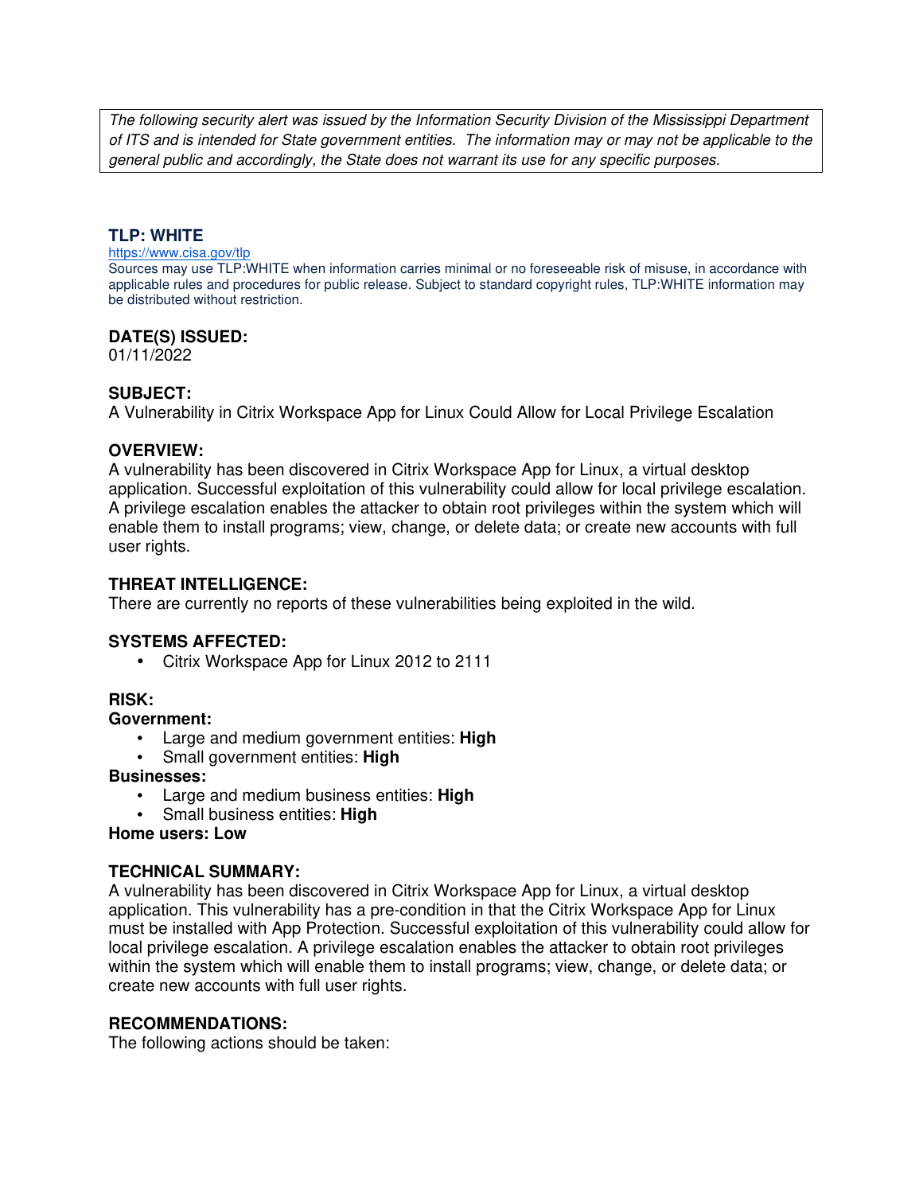*The following security alert was issued by the Information Security Division of the Mississippi Department of ITS and is intended for State government entities. The information may or may not be applicable to the general public and accordingly, the State does not warrant its use for any specific purposes.*

## TLP: WHITE

https://www.cisa.gov/tlp

Sources may use TLP:WHITE when information carries minimal or no foreseeable risk of misuse, in accordance with applicable rules and procedures for public release. Subject to standard copyright rules, TLP:WHITE information may be distributed without restriction.

### DATE(S) ISSUED:

01/11/2022

### SUBJECT:

A Vulnerability in Citrix Workspace App for Linux Could Allow for Local Privilege Escalation

### OVERVIEW:

A vulnerability has been discovered in Citrix Workspace App for Linux, a virtual desktop application. Successful exploitation of this vulnerability could allow for local privilege escalation. A privilege escalation enables the attacker to obtain root privileges within the system which will enable them to install programs; view, change, or delete data; or create new accounts with full user rights.

### THREAT INTELLIGENCE:

There are currently no reports of these vulnerabilities being exploited in the wild.

### SYSTEMS AFFECTED:

- Citrix Workspace App for Linux 2012 to 2111

### RISK:

**Government:**

- Large and medium government entities: **High**
- Small government entities: **High**

**Businesses:**

- Large and medium business entities: **High**
- Small business entities: **High**

**Home users: Low**

### TECHNICAL SUMMARY:

A vulnerability has been discovered in Citrix Workspace App for Linux, a virtual desktop application. This vulnerability has a pre-condition in that the Citrix Workspace App for Linux must be installed with App Protection. Successful exploitation of this vulnerability could allow for local privilege escalation. A privilege escalation enables the attacker to obtain root privileges within the system which will enable them to install programs; view, change, or delete data; or create new accounts with full user rights.

### RECOMMENDATIONS:

The following actions should be taken: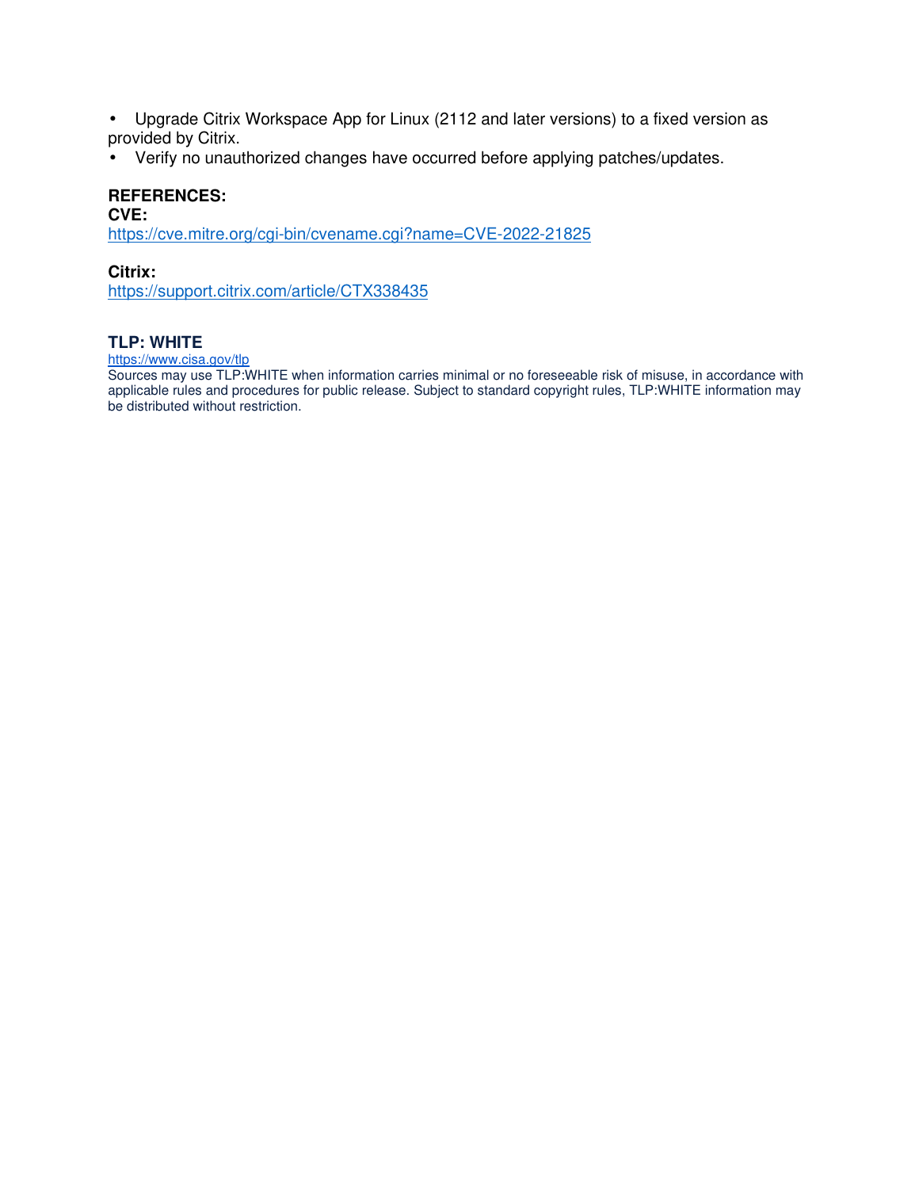- Upgrade Citrix Workspace App for Linux (2112 and later versions) to a fixed version as provided by Citrix.
- Verify no unauthorized changes have occurred before applying patches/updates.

**REFERENCES:**

**CVE:**

https://cve.mitre.org/cgi-bin/cvename.cgi?name=CVE-2022-21825

**Citrix:**

https://support.citrix.com/article/CTX338435

**TLP: WHITE**

https://www.cisa.gov/tlp

Sources may use TLP:WHITE when information carries minimal or no foreseeable risk of misuse, in accordance with applicable rules and procedures for public release. Subject to standard copyright rules, TLP:WHITE information may be distributed without restriction.